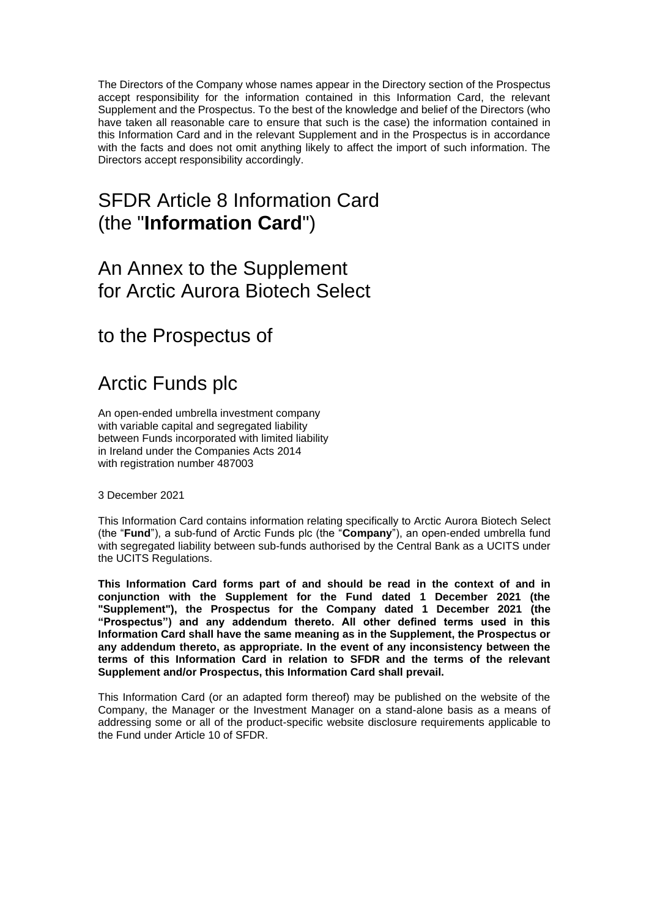The Directors of the Company whose names appear in the Directory section of the Prospectus accept responsibility for the information contained in this Information Card, the relevant Supplement and the Prospectus. To the best of the knowledge and belief of the Directors (who have taken all reasonable care to ensure that such is the case) the information contained in this Information Card and in the relevant Supplement and in the Prospectus is in accordance with the facts and does not omit anything likely to affect the import of such information. The Directors accept responsibility accordingly.

# SFDR Article 8 Information Card (the "**Information Card**")

# An Annex to the Supplement for Arctic Aurora Biotech Select

# to the Prospectus of

# Arctic Funds plc

An open-ended umbrella investment company
with variable capital and segregated liability
between Funds incorporated with limited liability
in Ireland under the Companies Acts 2014
with registration number 487003

3 December 2021

This Information Card contains information relating specifically to Arctic Aurora Biotech Select (the "**Fund**"), a sub-fund of Arctic Funds plc (the "**Company**"), an open-ended umbrella fund with segregated liability between sub-funds authorised by the Central Bank as a UCITS under the UCITS Regulations.

**This Information Card forms part of and should be read in the context of and in conjunction with the Supplement for the Fund dated 1 December 2021 (the "Supplement"), the Prospectus for the Company dated 1 December 2021 (the "Prospectus") and any addendum thereto. All other defined terms used in this Information Card shall have the same meaning as in the Supplement, the Prospectus or any addendum thereto, as appropriate. In the event of any inconsistency between the terms of this Information Card in relation to SFDR and the terms of the relevant Supplement and/or Prospectus, this Information Card shall prevail.**

This Information Card (or an adapted form thereof) may be published on the website of the Company, the Manager or the Investment Manager on a stand-alone basis as a means of addressing some or all of the product-specific website disclosure requirements applicable to the Fund under Article 10 of SFDR.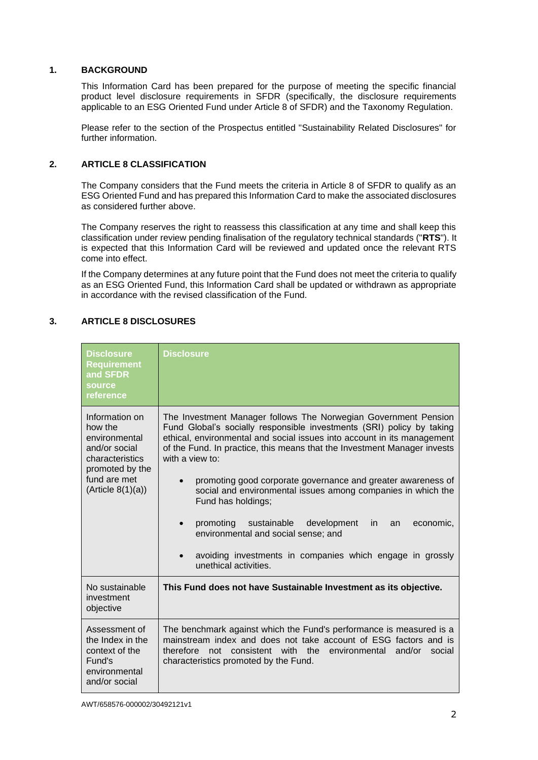## 1. BACKGROUND

This Information Card has been prepared for the purpose of meeting the specific financial product level disclosure requirements in SFDR (specifically, the disclosure requirements applicable to an ESG Oriented Fund under Article 8 of SFDR) and the Taxonomy Regulation.

Please refer to the section of the Prospectus entitled "Sustainability Related Disclosures" for further information.

## 2. ARTICLE 8 CLASSIFICATION

The Company considers that the Fund meets the criteria in Article 8 of SFDR to qualify as an ESG Oriented Fund and has prepared this Information Card to make the associated disclosures as considered further above.

The Company reserves the right to reassess this classification at any time and shall keep this classification under review pending finalisation of the regulatory technical standards ("**RTS**"). It is expected that this Information Card will be reviewed and updated once the relevant RTS come into effect.

If the Company determines at any future point that the Fund does not meet the criteria to qualify as an ESG Oriented Fund, this Information Card shall be updated or withdrawn as appropriate in accordance with the revised classification of the Fund.

## 3. ARTICLE 8 DISCLOSURES

| Disclosure Requirement and SFDR source reference | Disclosure |
|---|---|
| Information on how the environmental and/or social characteristics promoted by the fund are met (Article 8(1)(a)) | The Investment Manager follows The Norwegian Government Pension Fund Global's socially responsible investments (SRI) policy by taking ethical, environmental and social issues into account in its management of the Fund. In practice, this means that the Investment Manager invests with a view to:<br><br>• promoting good corporate governance and greater awareness of social and environmental issues among companies in which the Fund has holdings;<br><br>• promoting sustainable development in an economic, environmental and social sense; and<br><br>• avoiding investments in companies which engage in grossly unethical activities. |
| No sustainable investment objective | **This Fund does not have Sustainable Investment as its objective.** |
| Assessment of the Index in the context of the Fund's environmental and/or social | The benchmark against which the Fund's performance is measured is a mainstream index and does not take account of ESG factors and is therefore not consistent with the environmental and/or social characteristics promoted by the Fund. |

AWT/658576-000002/30492121v1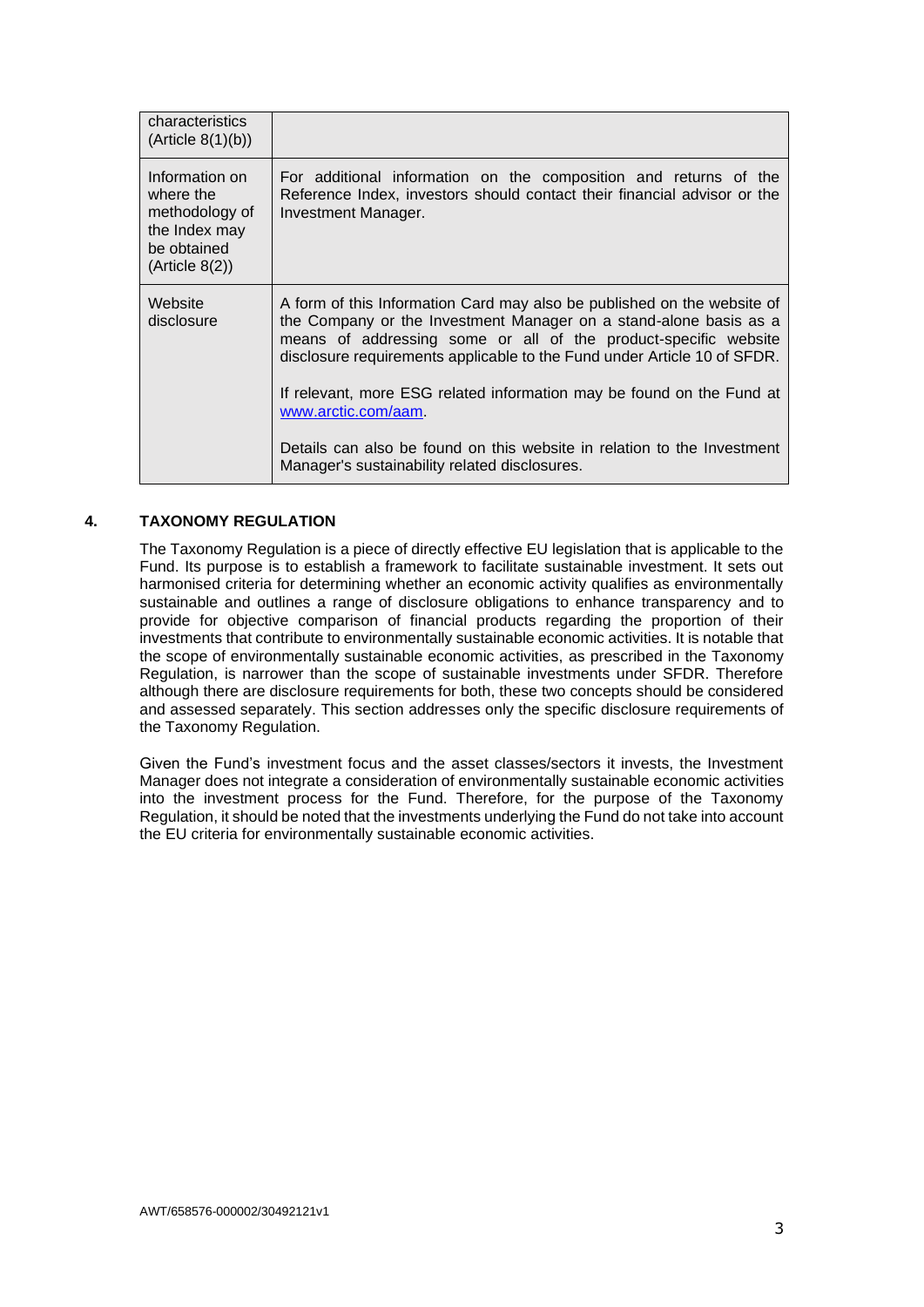| | |
|---|---|
| characteristics (Article 8(1)(b)) | |
| Information on where the methodology of the Index may be obtained (Article 8(2)) | For additional information on the composition and returns of the Reference Index, investors should contact their financial advisor or the Investment Manager. |
| Website disclosure | A form of this Information Card may also be published on the website of the Company or the Investment Manager on a stand-alone basis as a means of addressing some or all of the product-specific website disclosure requirements applicable to the Fund under Article 10 of SFDR.<br><br>If relevant, more ESG related information may be found on the Fund at [www.arctic.com/aam](www.arctic.com/aam).<br><br>Details can also be found on this website in relation to the Investment Manager's sustainability related disclosures. |

## 4. TAXONOMY REGULATION

The Taxonomy Regulation is a piece of directly effective EU legislation that is applicable to the Fund. Its purpose is to establish a framework to facilitate sustainable investment. It sets out harmonised criteria for determining whether an economic activity qualifies as environmentally sustainable and outlines a range of disclosure obligations to enhance transparency and to provide for objective comparison of financial products regarding the proportion of their investments that contribute to environmentally sustainable economic activities. It is notable that the scope of environmentally sustainable economic activities, as prescribed in the Taxonomy Regulation, is narrower than the scope of sustainable investments under SFDR. Therefore although there are disclosure requirements for both, these two concepts should be considered and assessed separately. This section addresses only the specific disclosure requirements of the Taxonomy Regulation.

Given the Fund's investment focus and the asset classes/sectors it invests, the Investment Manager does not integrate a consideration of environmentally sustainable economic activities into the investment process for the Fund. Therefore, for the purpose of the Taxonomy Regulation, it should be noted that the investments underlying the Fund do not take into account the EU criteria for environmentally sustainable economic activities.

AWT/658576-000002/30492121v1